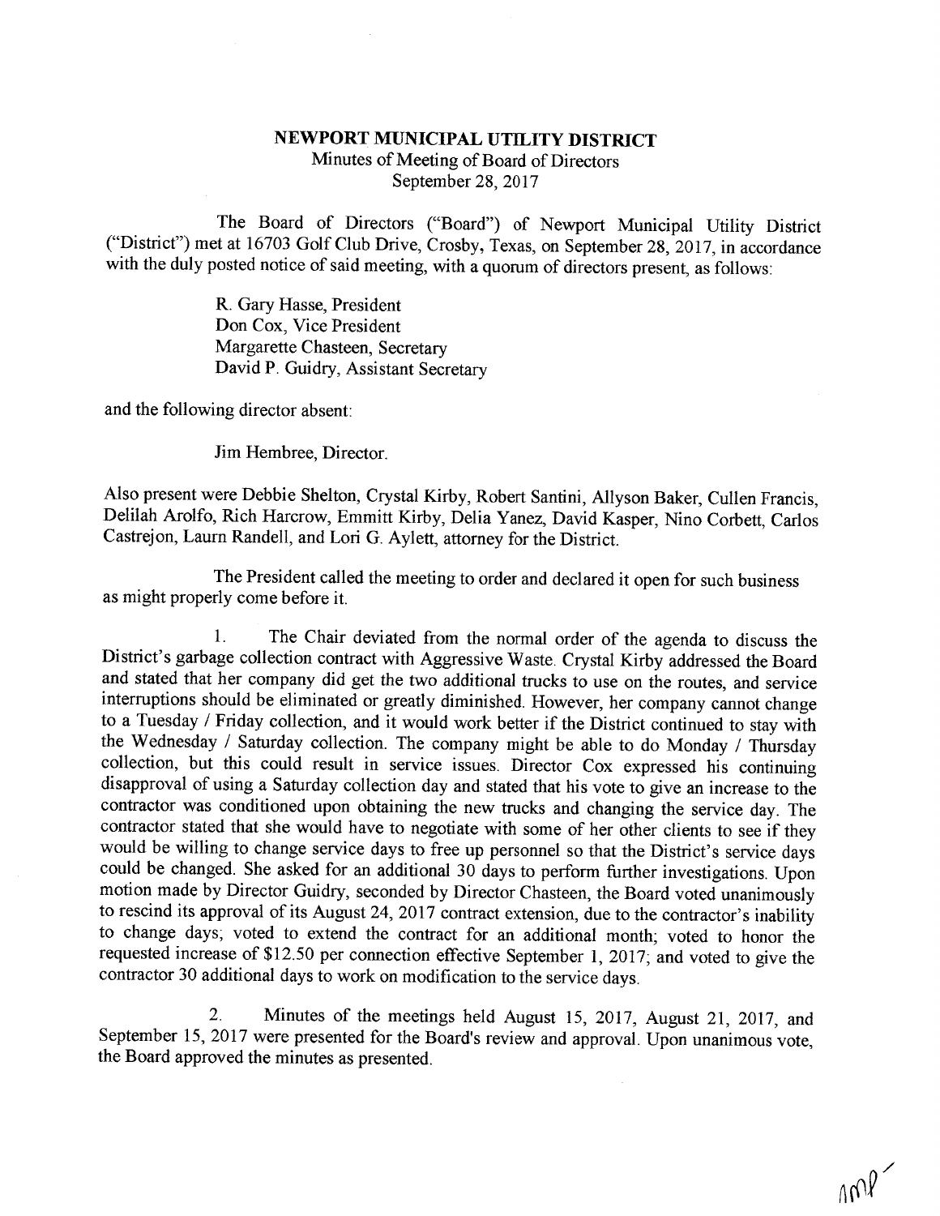**NEWPORT MUNICIPAL UTILITY DISTRICT**

Minutes of Meeting of Board of Directors

September 28, 2017

The Board of Directors ("Board") of Newport Municipal Utility District ("District") met at 16703 Golf Club Drive, Crosby, Texas, on September 28, 2017, in accordance with the duly posted notice of said meeting, with a quorum of directors present, as follows:

R. Gary Hasse, President
Don Cox, Vice President
Margarette Chasteen, Secretary
David P. Guidry, Assistant Secretary

and the following director absent:

Jim Hembree, Director.

Also present were Debbie Shelton, Crystal Kirby, Robert Santini, Allyson Baker, Cullen Francis, Delilah Arolfo, Rich Harcrow, Emmitt Kirby, Delia Yanez, David Kasper, Nino Corbett, Carlos Castrejon, Laurn Randell, and Lori G. Aylett, attorney for the District.

The President called the meeting to order and declared it open for such business as might properly come before it.

1. The Chair deviated from the normal order of the agenda to discuss the District's garbage collection contract with Aggressive Waste. Crystal Kirby addressed the Board and stated that her company did get the two additional trucks to use on the routes, and service interruptions should be eliminated or greatly diminished. However, her company cannot change to a Tuesday / Friday collection, and it would work better if the District continued to stay with the Wednesday / Saturday collection. The company might be able to do Monday / Thursday collection, but this could result in service issues. Director Cox expressed his continuing disapproval of using a Saturday collection day and stated that his vote to give an increase to the contractor was conditioned upon obtaining the new trucks and changing the service day. The contractor stated that she would have to negotiate with some of her other clients to see if they would be willing to change service days to free up personnel so that the District's service days could be changed. She asked for an additional 30 days to perform further investigations. Upon motion made by Director Guidry, seconded by Director Chasteen, the Board voted unanimously to rescind its approval of its August 24, 2017 contract extension, due to the contractor's inability to change days; voted to extend the contract for an additional month; voted to honor the requested increase of $12.50 per connection effective September 1, 2017; and voted to give the contractor 30 additional days to work on modification to the service days.

2. Minutes of the meetings held August 15, 2017, August 21, 2017, and September 15, 2017 were presented for the Board's review and approval. Upon unanimous vote, the Board approved the minutes as presented.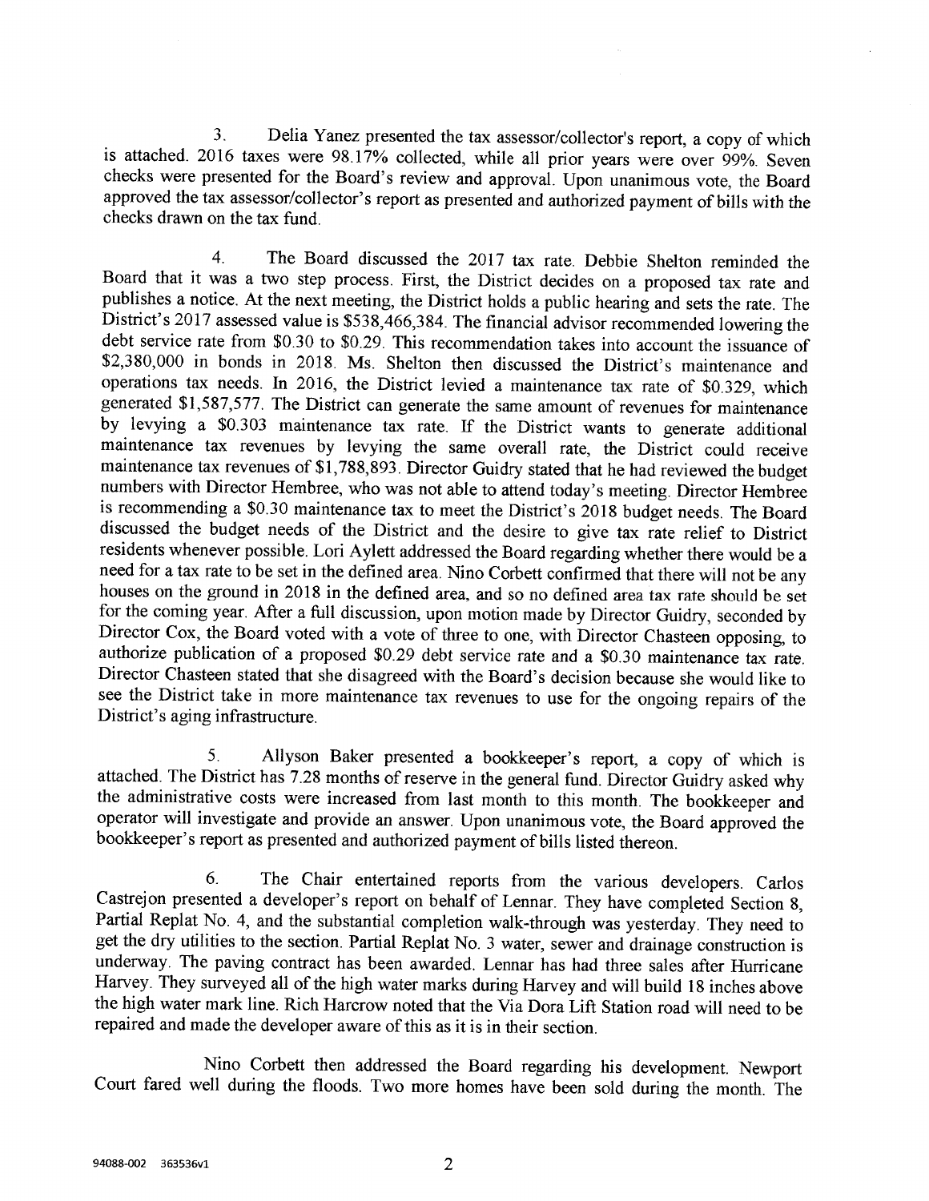3. Delia Yanez presented the tax assessor/collector's report, a copy of which is attached. 2016 taxes were 98.17% collected, while all prior years were over 99%. Seven checks were presented for the Board's review and approval. Upon unanimous vote, the Board approved the tax assessor/collector's report as presented and authorized payment of bills with the checks drawn on the tax fund.

4. The Board discussed the 2017 tax rate. Debbie Shelton reminded the Board that it was a two step process. First, the District decides on a proposed tax rate and publishes a notice. At the next meeting, the District holds a public hearing and sets the rate. The District's 2017 assessed value is $538,466,384. The financial advisor recommended lowering the debt service rate from $0.30 to $0.29. This recommendation takes into account the issuance of $2,380,000 in bonds in 2018. Ms. Shelton then discussed the District's maintenance and operations tax needs. In 2016, the District levied a maintenance tax rate of $0.329, which generated $1,587,577. The District can generate the same amount of revenues for maintenance by levying a $0.303 maintenance tax rate. If the District wants to generate additional maintenance tax revenues by levying the same overall rate, the District could receive maintenance tax revenues of $1,788,893. Director Guidry stated that he had reviewed the budget numbers with Director Hembree, who was not able to attend today's meeting. Director Hembree is recommending a $0.30 maintenance tax to meet the District's 2018 budget needs. The Board discussed the budget needs of the District and the desire to give tax rate relief to District residents whenever possible. Lori Aylett addressed the Board regarding whether there would be a need for a tax rate to be set in the defined area. Nino Corbett confirmed that there will not be any houses on the ground in 2018 in the defined area, and so no defined area tax rate should be set for the coming year. After a full discussion, upon motion made by Director Guidry, seconded by Director Cox, the Board voted with a vote of three to one, with Director Chasteen opposing, to authorize publication of a proposed $0.29 debt service rate and a $0.30 maintenance tax rate. Director Chasteen stated that she disagreed with the Board's decision because she would like to see the District take in more maintenance tax revenues to use for the ongoing repairs of the District's aging infrastructure.

5. Allyson Baker presented a bookkeeper's report, a copy of which is attached. The District has 7.28 months of reserve in the general fund. Director Guidry asked why the administrative costs were increased from last month to this month. The bookkeeper and operator will investigate and provide an answer. Upon unanimous vote, the Board approved the bookkeeper's report as presented and authorized payment of bills listed thereon.

6. The Chair entertained reports from the various developers. Carlos Castrejon presented a developer's report on behalf of Lennar. They have completed Section 8, Partial Replat No. 4, and the substantial completion walk-through was yesterday. They need to get the dry utilities to the section. Partial Replat No. 3 water, sewer and drainage construction is underway. The paving contract has been awarded. Lennar has had three sales after Hurricane Harvey. They surveyed all of the high water marks during Harvey and will build 18 inches above the high water mark line. Rich Harcrow noted that the Via Dora Lift Station road will need to be repaired and made the developer aware of this as it is in their section.

Nino Corbett then addressed the Board regarding his development. Newport Court fared well during the floods. Two more homes have been sold during the month. The

94088-002 363536v1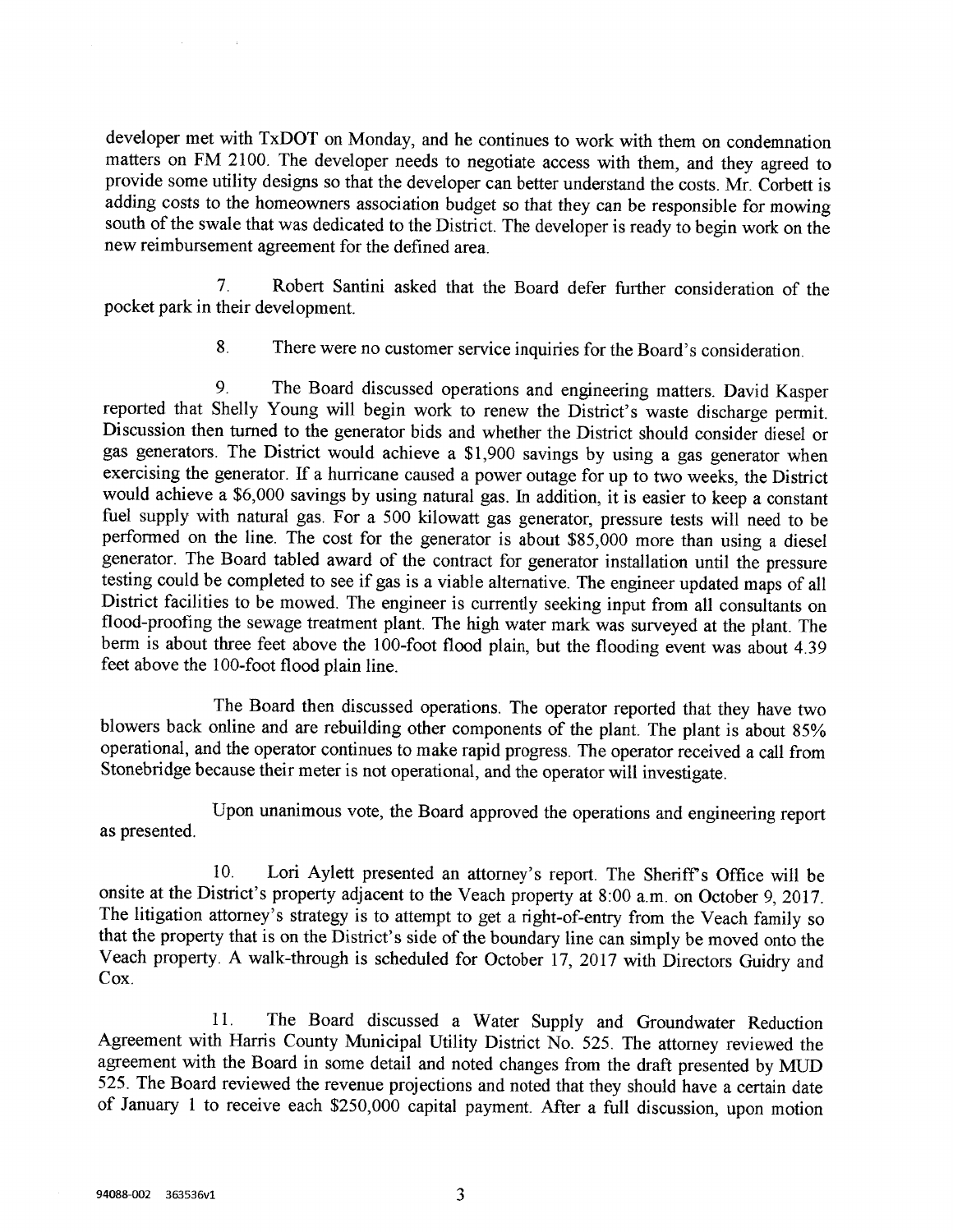developer met with TxDOT on Monday, and he continues to work with them on condemnation matters on FM 2100. The developer needs to negotiate access with them, and they agreed to provide some utility designs so that the developer can better understand the costs. Mr. Corbett is adding costs to the homeowners association budget so that they can be responsible for mowing south of the swale that was dedicated to the District. The developer is ready to begin work on the new reimbursement agreement for the defined area.

7. Robert Santini asked that the Board defer further consideration of the pocket park in their development.

8. There were no customer service inquiries for the Board's consideration.

9. The Board discussed operations and engineering matters. David Kasper reported that Shelly Young will begin work to renew the District's waste discharge permit. Discussion then turned to the generator bids and whether the District should consider diesel or gas generators. The District would achieve a $1,900 savings by using a gas generator when exercising the generator. If a hurricane caused a power outage for up to two weeks, the District would achieve a $6,000 savings by using natural gas. In addition, it is easier to keep a constant fuel supply with natural gas. For a 500 kilowatt gas generator, pressure tests will need to be performed on the line. The cost for the generator is about $85,000 more than using a diesel generator. The Board tabled award of the contract for generator installation until the pressure testing could be completed to see if gas is a viable alternative. The engineer updated maps of all District facilities to be mowed. The engineer is currently seeking input from all consultants on flood-proofing the sewage treatment plant. The high water mark was surveyed at the plant. The berm is about three feet above the 100-foot flood plain, but the flooding event was about 4.39 feet above the 100-foot flood plain line.

The Board then discussed operations. The operator reported that they have two blowers back online and are rebuilding other components of the plant. The plant is about 85% operational, and the operator continues to make rapid progress. The operator received a call from Stonebridge because their meter is not operational, and the operator will investigate.

Upon unanimous vote, the Board approved the operations and engineering report as presented.

10. Lori Aylett presented an attorney's report. The Sheriff's Office will be onsite at the District's property adjacent to the Veach property at 8:00 a.m. on October 9, 2017. The litigation attorney's strategy is to attempt to get a right-of-entry from the Veach family so that the property that is on the District's side of the boundary line can simply be moved onto the Veach property. A walk-through is scheduled for October 17, 2017 with Directors Guidry and Cox.

11. The Board discussed a Water Supply and Groundwater Reduction Agreement with Harris County Municipal Utility District No. 525. The attorney reviewed the agreement with the Board in some detail and noted changes from the draft presented by MUD 525. The Board reviewed the revenue projections and noted that they should have a certain date of January 1 to receive each $250,000 capital payment. After a full discussion, upon motion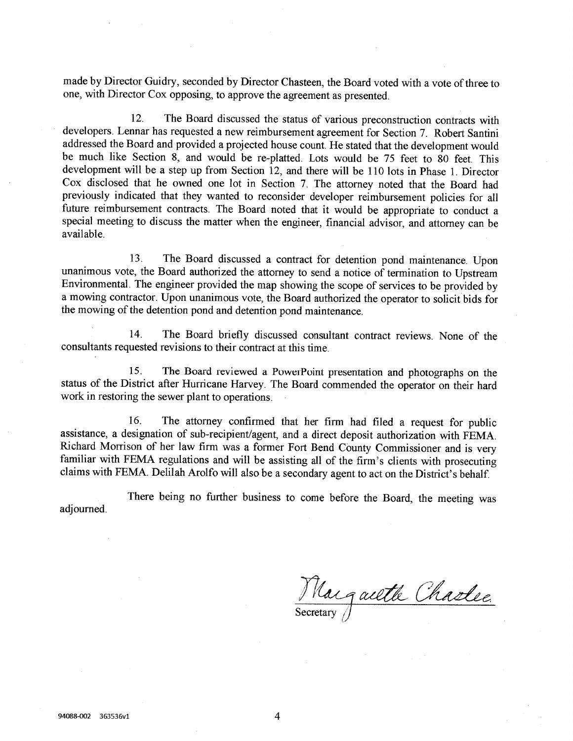made by Director Guidry, seconded by Director Chasteen, the Board voted with a vote of three to one, with Director Cox opposing, to approve the agreement as presented.

12. The Board discussed the status of various preconstruction contracts with developers. Lennar has requested a new reimbursement agreement for Section 7. Robert Santini addressed the Board and provided a projected house count. He stated that the development would be much like Section 8, and would be re-platted. Lots would be 75 feet to 80 feet. This development will be a step up from Section 12, and there will be 110 lots in Phase 1. Director Cox disclosed that he owned one lot in Section 7. The attorney noted that the Board had previously indicated that they wanted to reconsider developer reimbursement policies for all future reimbursement contracts. The Board noted that it would be appropriate to conduct a special meeting to discuss the matter when the engineer, financial advisor, and attorney can be available.

13. The Board discussed a contract for detention pond maintenance. Upon unanimous vote, the Board authorized the attorney to send a notice of termination to Upstream Environmental. The engineer provided the map showing the scope of services to be provided by a mowing contractor. Upon unanimous vote, the Board authorized the operator to solicit bids for the mowing of the detention pond and detention pond maintenance.

14. The Board briefly discussed consultant contract reviews. None of the consultants requested revisions to their contract at this time.

15. The Board reviewed a PowerPoint presentation and photographs on the status of the District after Hurricane Harvey. The Board commended the operator on their hard work in restoring the sewer plant to operations.

16. The attorney confirmed that her firm had filed a request for public assistance, a designation of sub-recipient/agent, and a direct deposit authorization with FEMA. Richard Morrison of her law firm was a former Fort Bend County Commissioner and is very familiar with FEMA regulations and will be assisting all of the firm's clients with prosecuting claims with FEMA. Delilah Arolfo will also be a secondary agent to act on the District's behalf.

There being no further business to come before the Board, the meeting was adjourned.

Margaretta Chaslee

Secretary

94088-002 363536v1